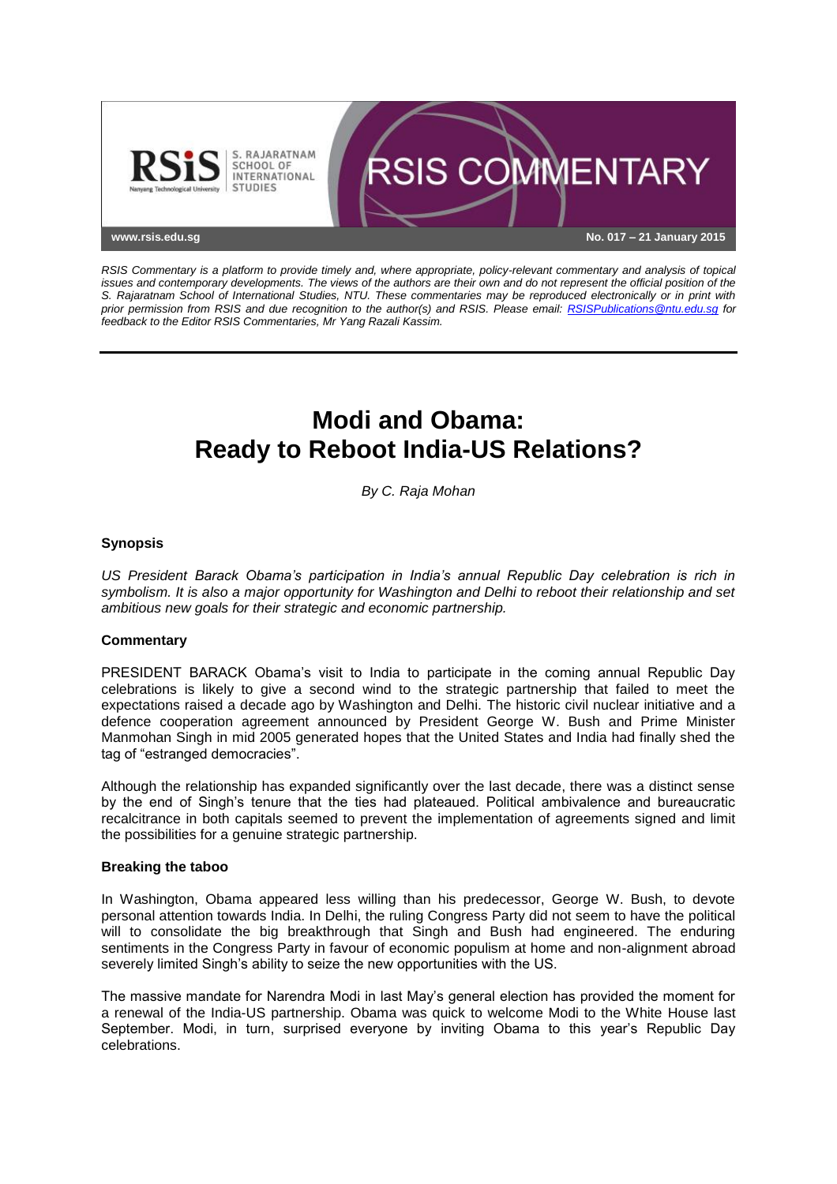www.rsis.edu.sg

No. 017 – 21 January 2015

*RSIS Commentary is a platform to provide timely and, where appropriate, policy-relevant commentary and analysis of topical issues and contemporary developments. The views of the authors are their own and do not represent the official position of the S. Rajaratnam School of International Studies, NTU. These commentaries may be reproduced electronically or in print with prior permission from RSIS and due recognition to the author(s) and RSIS. Please email: RSISPublications@ntu.edu.sg for feedback to the Editor RSIS Commentaries, Mr Yang Razali Kassim.*

# Modi and Obama: Ready to Reboot India-US Relations?

*By C. Raja Mohan*

## Synopsis

*US President Barack Obama's participation in India's annual Republic Day celebration is rich in symbolism. It is also a major opportunity for Washington and Delhi to reboot their relationship and set ambitious new goals for their strategic and economic partnership.*

## Commentary

PRESIDENT BARACK Obama's visit to India to participate in the coming annual Republic Day celebrations is likely to give a second wind to the strategic partnership that failed to meet the expectations raised a decade ago by Washington and Delhi. The historic civil nuclear initiative and a defence cooperation agreement announced by President George W. Bush and Prime Minister Manmohan Singh in mid 2005 generated hopes that the United States and India had finally shed the tag of "estranged democracies".

Although the relationship has expanded significantly over the last decade, there was a distinct sense by the end of Singh's tenure that the ties had plateaued. Political ambivalence and bureaucratic recalcitrance in both capitals seemed to prevent the implementation of agreements signed and limit the possibilities for a genuine strategic partnership.

### Breaking the taboo

In Washington, Obama appeared less willing than his predecessor, George W. Bush, to devote personal attention towards India. In Delhi, the ruling Congress Party did not seem to have the political will to consolidate the big breakthrough that Singh and Bush had engineered. The enduring sentiments in the Congress Party in favour of economic populism at home and non-alignment abroad severely limited Singh's ability to seize the new opportunities with the US.

The massive mandate for Narendra Modi in last May's general election has provided the moment for a renewal of the India-US partnership. Obama was quick to welcome Modi to the White House last September. Modi, in turn, surprised everyone by inviting Obama to this year's Republic Day celebrations.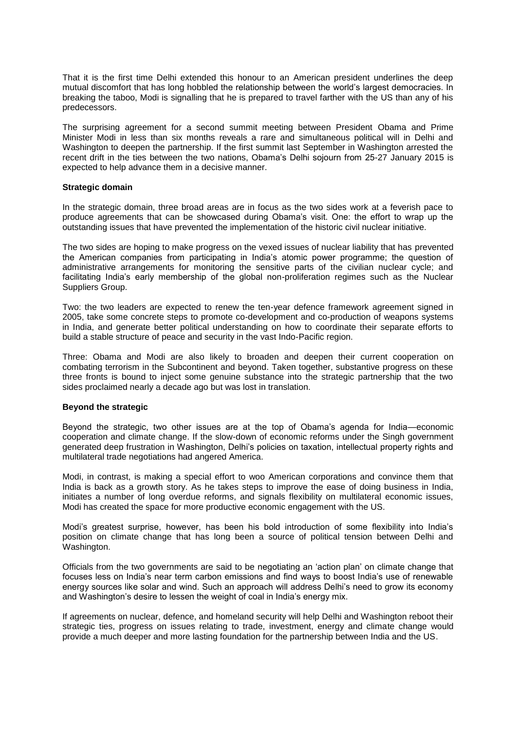That it is the first time Delhi extended this honour to an American president underlines the deep mutual discomfort that has long hobbled the relationship between the world's largest democracies. In breaking the taboo, Modi is signalling that he is prepared to travel farther with the US than any of his predecessors.

The surprising agreement for a second summit meeting between President Obama and Prime Minister Modi in less than six months reveals a rare and simultaneous political will in Delhi and Washington to deepen the partnership. If the first summit last September in Washington arrested the recent drift in the ties between the two nations, Obama's Delhi sojourn from 25-27 January 2015 is expected to help advance them in a decisive manner.

**Strategic domain**

In the strategic domain, three broad areas are in focus as the two sides work at a feverish pace to produce agreements that can be showcased during Obama's visit. One: the effort to wrap up the outstanding issues that have prevented the implementation of the historic civil nuclear initiative.

The two sides are hoping to make progress on the vexed issues of nuclear liability that has prevented the American companies from participating in India's atomic power programme; the question of administrative arrangements for monitoring the sensitive parts of the civilian nuclear cycle; and facilitating India's early membership of the global non-proliferation regimes such as the Nuclear Suppliers Group.

Two: the two leaders are expected to renew the ten-year defence framework agreement signed in 2005, take some concrete steps to promote co-development and co-production of weapons systems in India, and generate better political understanding on how to coordinate their separate efforts to build a stable structure of peace and security in the vast Indo-Pacific region.

Three: Obama and Modi are also likely to broaden and deepen their current cooperation on combating terrorism in the Subcontinent and beyond. Taken together, substantive progress on these three fronts is bound to inject some genuine substance into the strategic partnership that the two sides proclaimed nearly a decade ago but was lost in translation.

**Beyond the strategic**

Beyond the strategic, two other issues are at the top of Obama's agenda for India—economic cooperation and climate change. If the slow-down of economic reforms under the Singh government generated deep frustration in Washington, Delhi's policies on taxation, intellectual property rights and multilateral trade negotiations had angered America.

Modi, in contrast, is making a special effort to woo American corporations and convince them that India is back as a growth story. As he takes steps to improve the ease of doing business in India, initiates a number of long overdue reforms, and signals flexibility on multilateral economic issues, Modi has created the space for more productive economic engagement with the US.

Modi's greatest surprise, however, has been his bold introduction of some flexibility into India's position on climate change that has long been a source of political tension between Delhi and Washington.

Officials from the two governments are said to be negotiating an 'action plan' on climate change that focuses less on India's near term carbon emissions and find ways to boost India's use of renewable energy sources like solar and wind. Such an approach will address Delhi's need to grow its economy and Washington's desire to lessen the weight of coal in India's energy mix.

If agreements on nuclear, defence, and homeland security will help Delhi and Washington reboot their strategic ties, progress on issues relating to trade, investment, energy and climate change would provide a much deeper and more lasting foundation for the partnership between India and the US.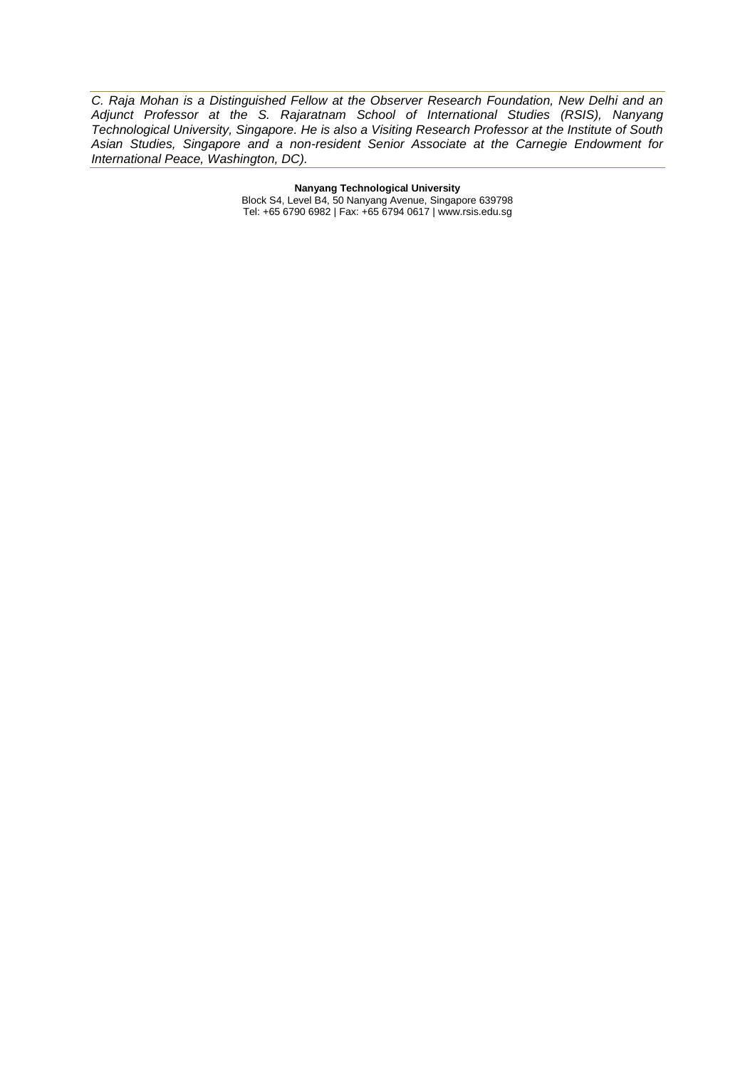*C. Raja Mohan is a Distinguished Fellow at the Observer Research Foundation, New Delhi and an Adjunct Professor at the S. Rajaratnam School of International Studies (RSIS), Nanyang Technological University, Singapore. He is also a Visiting Research Professor at the Institute of South Asian Studies, Singapore and a non-resident Senior Associate at the Carnegie Endowment for International Peace, Washington, DC).*

**Nanyang Technological University**
Block S4, Level B4, 50 Nanyang Avenue, Singapore 639798
Tel: +65 6790 6982 | Fax: +65 6794 0617 | www.rsis.edu.sg